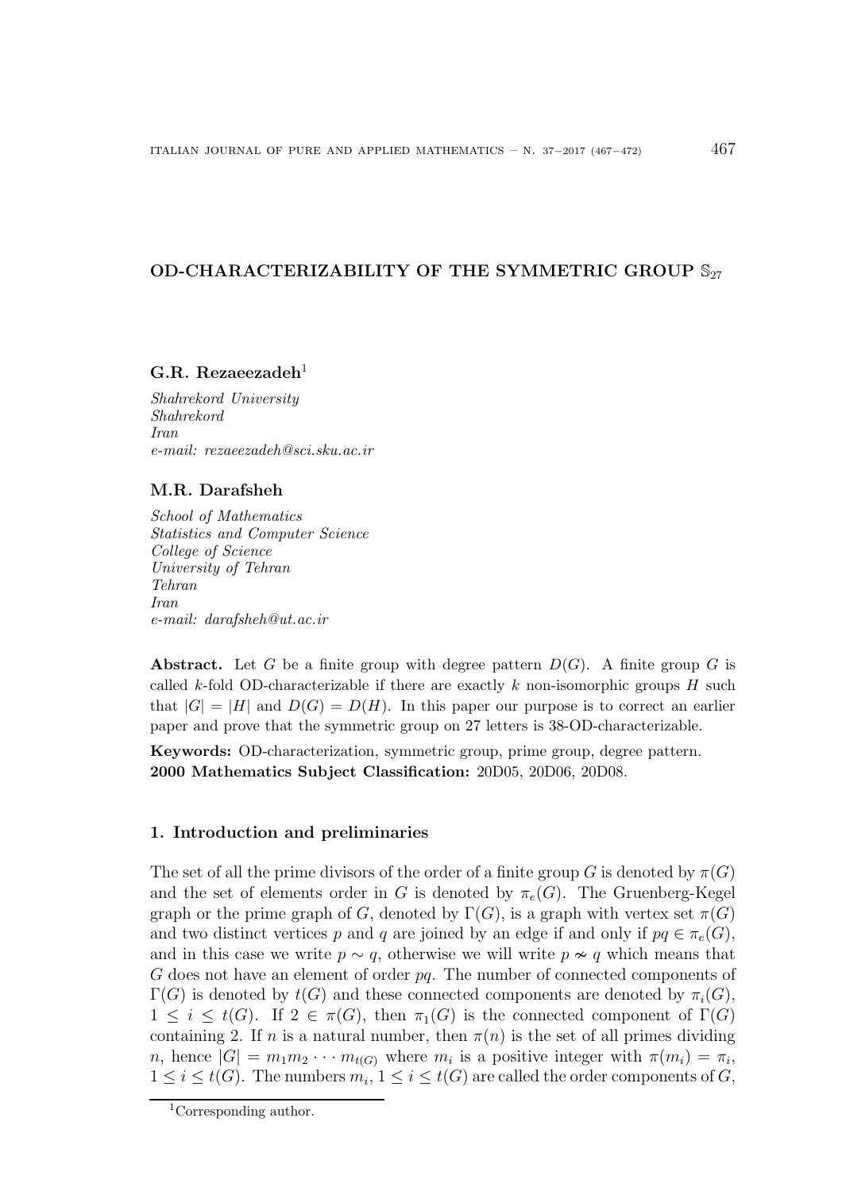# OD-CHARACTERIZABILITY OF THE SYMMETRIC GROUP $\mathbb{S}_{27}$

**G.R. Rezaeezadeh**[1]

*Shahrekord University*
*Shahrekord*
*Iran*
*e-mail: rezaeezadeh@sci.sku.ac.ir*

**M.R. Darafsheh**

*School of Mathematics*
*Statistics and Computer Science*
*College of Science*
*University of Tehran*
*Tehran*
*Iran*
*e-mail: darafsheh@ut.ac.ir*

**Abstract.** Let $G$ be a finite group with degree pattern $D(G)$. A finite group $G$ is called $k$-fold OD-characterizable if there are exactly $k$ non-isomorphic groups $H$ such that $|G| = |H|$ and $D(G) = D(H)$. In this paper our purpose is to correct an earlier paper and prove that the symmetric group on 27 letters is 38-OD-characterizable.

**Keywords:** OD-characterization, symmetric group, prime group, degree pattern.
**2000 Mathematics Subject Classification:** 20D05, 20D06, 20D08.

## 1. Introduction and preliminaries

The set of all the prime divisors of the order of a finite group $G$ is denoted by $\pi(G)$ and the set of elements order in $G$ is denoted by $\pi_e(G)$. The Gruenberg-Kegel graph or the prime graph of $G$, denoted by $\Gamma(G)$, is a graph with vertex set $\pi(G)$ and two distinct vertices $p$ and $q$ are joined by an edge if and only if $pq \in \pi_e(G)$, and in this case we write $p \sim q$, otherwise we will write $p \nsim q$ which means that $G$ does not have an element of order $pq$. The number of connected components of $\Gamma(G)$ is denoted by $t(G)$ and these connected components are denoted by $\pi_i(G)$, $1 \leq i \leq t(G)$. If $2 \in \pi(G)$, then $\pi_1(G)$ is the connected component of $\Gamma(G)$ containing 2. If $n$ is a natural number, then $\pi(n)$ is the set of all primes dividing $n$, hence $|G| = m_1 m_2 \cdots m_{t(G)}$ where $m_i$ is a positive integer with $\pi(m_i) = \pi_i$, $1 \leq i \leq t(G)$. The numbers $m_i$, $1 \leq i \leq t(G)$ are called the order components of $G$,

[1] Corresponding author.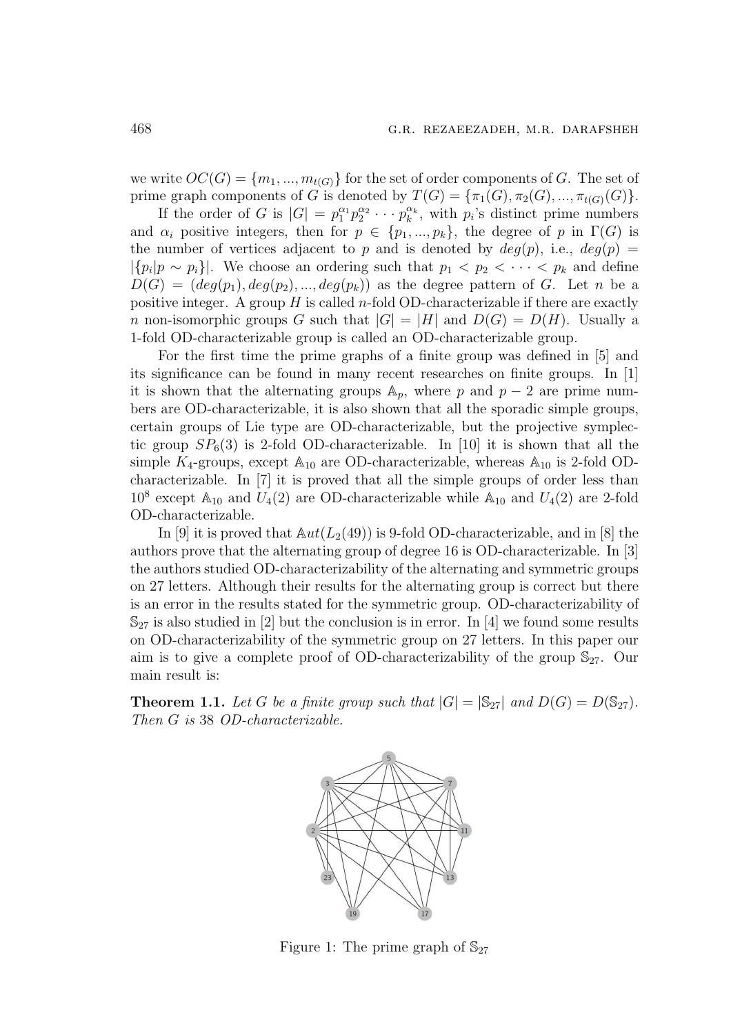we write $OC(G) = \{m_1, ..., m_{t(G)}\}$ for the set of order components of $G$. The set of prime graph components of $G$ is denoted by $T(G) = \{\pi_1(G), \pi_2(G), ..., \pi_{t(G)}(G)\}$.

If the order of $G$ is $|G| = p_1^{\alpha_1} p_2^{\alpha_2} \cdots p_k^{\alpha_k}$, with $p_i$'s distinct prime numbers and $\alpha_i$ positive integers, then for $p \in \{p_1, ..., p_k\}$, the degree of $p$ in $\Gamma(G)$ is the number of vertices adjacent to $p$ and is denoted by $deg(p)$, i.e., $deg(p) = |\{p_i | p \sim p_i\}|$. We choose an ordering such that $p_1 < p_2 < \cdots < p_k$ and define $D(G) = (deg(p_1), deg(p_2), ..., deg(p_k))$ as the degree pattern of $G$. Let $n$ be a positive integer. A group $H$ is called $n$-fold OD-characterizable if there are exactly $n$ non-isomorphic groups $G$ such that $|G| = |H|$ and $D(G) = D(H)$. Usually a 1-fold OD-characterizable group is called an OD-characterizable group.

For the first time the prime graphs of a finite group was defined in [5] and its significance can be found in many recent researches on finite groups. In [1] it is shown that the alternating groups $\mathbb{A}_p$, where $p$ and $p-2$ are prime numbers are OD-characterizable, it is also shown that all the sporadic simple groups, certain groups of Lie type are OD-characterizable, but the projective symplectic group $SP_6(3)$ is 2-fold OD-characterizable. In [10] it is shown that all the simple $K_4$-groups, except $\mathbb{A}_{10}$ are OD-characterizable, whereas $\mathbb{A}_{10}$ is 2-fold OD-characterizable. In [7] it is proved that all the simple groups of order less than $10^8$ except $\mathbb{A}_{10}$ and $U_4(2)$ are OD-characterizable while $\mathbb{A}_{10}$ and $U_4(2)$ are 2-fold OD-characterizable.

In [9] it is proved that $\mathbb{A}ut(L_2(49))$ is 9-fold OD-characterizable, and in [8] the authors prove that the alternating group of degree 16 is OD-characterizable. In [3] the authors studied OD-characterizability of the alternating and symmetric groups on 27 letters. Although their results for the alternating group is correct but there is an error in the results stated for the symmetric group. OD-characterizability of $\mathbb{S}_{27}$ is also studied in [2] but the conclusion is in error. In [4] we found some results on OD-characterizability of the symmetric group on 27 letters. In this paper our aim is to give a complete proof of OD-characterizability of the group $\mathbb{S}_{27}$. Our main result is:

**Theorem 1.1.** *Let $G$ be a finite group such that $|G| = |\mathbb{S}_{27}|$ and $D(G) = D(\mathbb{S}_{27})$. Then $G$ is 38 OD-characterizable.*

Figure 1: The prime graph of $\mathbb{S}_{27}$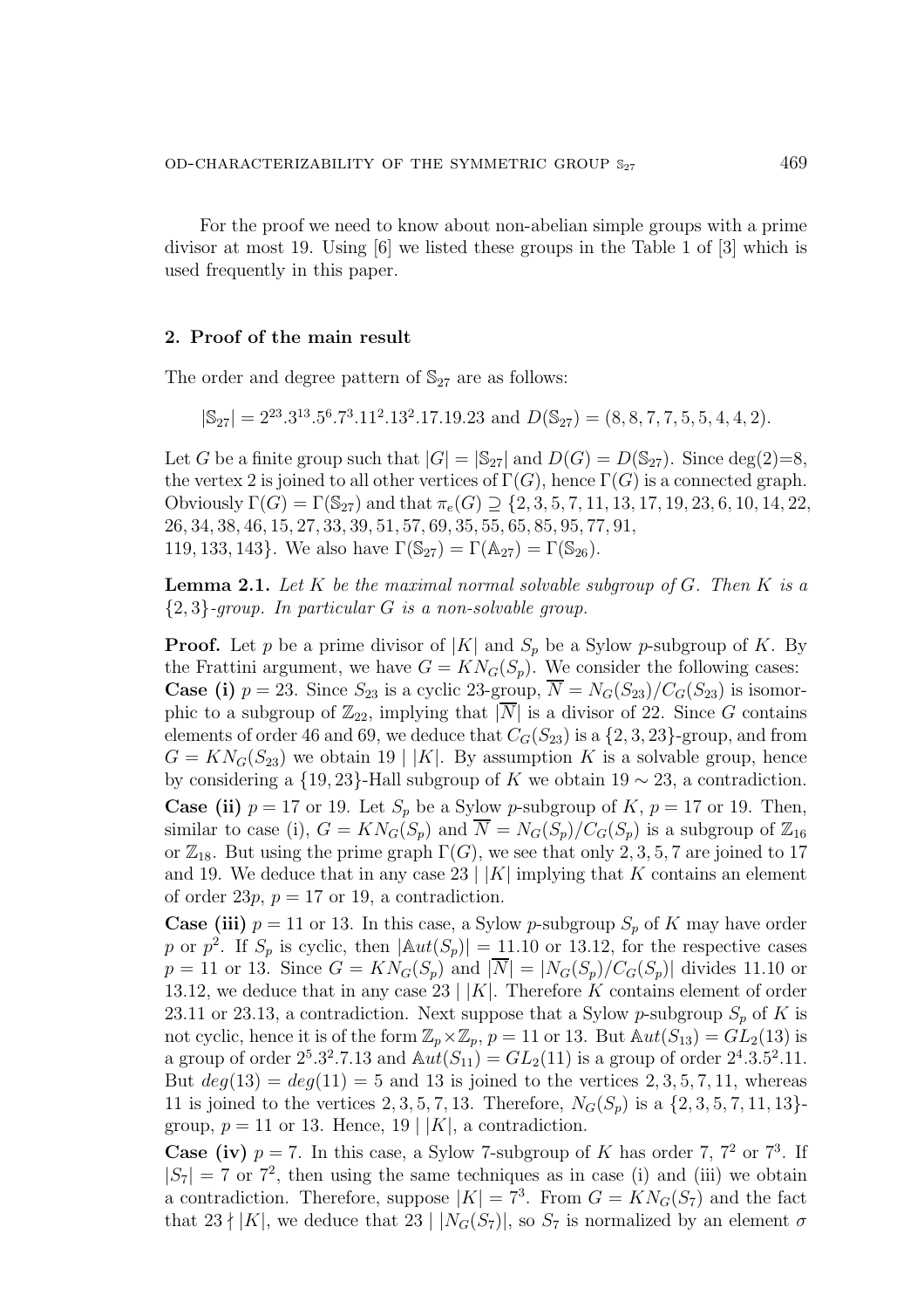For the proof we need to know about non-abelian simple groups with a prime divisor at most 19. Using [6] we listed these groups in the Table 1 of [3] which is used frequently in this paper.

## 2. Proof of the main result

The order and degree pattern of $\mathbb{S}_{27}$ are as follows:

$$|\mathbb{S}_{27}| = 2^{23}.3^{13}.5^{6}.7^{3}.11^{2}.13^{2}.17.19.23 \text{ and } D(\mathbb{S}_{27}) = (8, 8, 7, 7, 5, 5, 4, 4, 2).$$

Let $G$ be a finite group such that $|G| = |\mathbb{S}_{27}|$ and $D(G) = D(\mathbb{S}_{27})$. Since deg(2)=8, the vertex 2 is joined to all other vertices of $\Gamma(G)$, hence $\Gamma(G)$ is a connected graph. Obviously $\Gamma(G) = \Gamma(\mathbb{S}_{27})$ and that $\pi_e(G) \supseteq \{2, 3, 5, 7, 11, 13, 17, 19, 23, 6, 10, 14, 22, 26, 34, 38, 46, 15, 27, 33, 39, 51, 57, 69, 35, 55, 65, 85, 95, 77, 91, 119, 133, 143\}$. We also have $\Gamma(\mathbb{S}_{27}) = \Gamma(\mathbb{A}_{27}) = \Gamma(\mathbb{S}_{26})$.

**Lemma 2.1.** *Let $K$ be the maximal normal solvable subgroup of $G$. Then $K$ is a $\{2, 3\}$-group. In particular $G$ is a non-solvable group.*

**Proof.** Let $p$ be a prime divisor of $|K|$ and $S_p$ be a Sylow $p$-subgroup of $K$. By the Frattini argument, we have $G = KN_G(S_p)$. We consider the following cases:

**Case (i)** $p = 23$. Since $S_{23}$ is a cyclic 23-group, $\overline{N} = N_G(S_{23})/C_G(S_{23})$ is isomorphic to a subgroup of $\mathbb{Z}_{22}$, implying that $|\overline{N}|$ is a divisor of 22. Since $G$ contains elements of order 46 and 69, we deduce that $C_G(S_{23})$ is a $\{2, 3, 23\}$-group, and from $G = KN_G(S_{23})$ we obtain $19 \mid |K|$. By assumption $K$ is a solvable group, hence by considering a $\{19, 23\}$-Hall subgroup of $K$ we obtain $19 \sim 23$, a contradiction.

**Case (ii)** $p = 17$ or $19$. Let $S_p$ be a Sylow $p$-subgroup of $K$, $p = 17$ or $19$. Then, similar to case (i), $G = KN_G(S_p)$ and $\overline{N} = N_G(S_p)/C_G(S_p)$ is a subgroup of $\mathbb{Z}_{16}$ or $\mathbb{Z}_{18}$. But using the prime graph $\Gamma(G)$, we see that only $2, 3, 5, 7$ are joined to 17 and 19. We deduce that in any case $23 \mid |K|$ implying that $K$ contains an element of order $23p$, $p = 17$ or $19$, a contradiction.

**Case (iii)** $p = 11$ or $13$. In this case, a Sylow $p$-subgroup $S_p$ of $K$ may have order $p$ or $p^2$. If $S_p$ is cyclic, then $|\mathbb{A}ut(S_p)| = 11.10$ or $13.12$, for the respective cases $p = 11$ or $13$. Since $G = KN_G(S_p)$ and $|\overline{N}| = |N_G(S_p)/C_G(S_p)|$ divides $11.10$ or $13.12$, we deduce that in any case $23 \mid |K|$. Therefore $K$ contains element of order $23.11$ or $23.13$, a contradiction. Next suppose that a Sylow $p$-subgroup $S_p$ of $K$ is not cyclic, hence it is of the form $\mathbb{Z}_p \times \mathbb{Z}_p$, $p = 11$ or $13$. But $\mathbb{A}ut(S_{13}) = GL_2(13)$ is a group of order $2^5.3^2.7.13$ and $\mathbb{A}ut(S_{11}) = GL_2(11)$ is a group of order $2^4.3.5^2.11$. But $deg(13) = deg(11) = 5$ and 13 is joined to the vertices $2, 3, 5, 7, 11$, whereas 11 is joined to the vertices $2, 3, 5, 7, 13$. Therefore, $N_G(S_p)$ is a $\{2, 3, 5, 7, 11, 13\}$-group, $p = 11$ or $13$. Hence, $19 \mid |K|$, a contradiction.

**Case (iv)** $p = 7$. In this case, a Sylow 7-subgroup of $K$ has order $7$, $7^2$ or $7^3$. If $|S_7| = 7$ or $7^2$, then using the same techniques as in case (i) and (iii) we obtain a contradiction. Therefore, suppose $|K| = 7^3$. From $G = KN_G(S_7)$ and the fact that $23 \nmid |K|$, we deduce that $23 \mid |N_G(S_7)|$, so $S_7$ is normalized by an element $\sigma$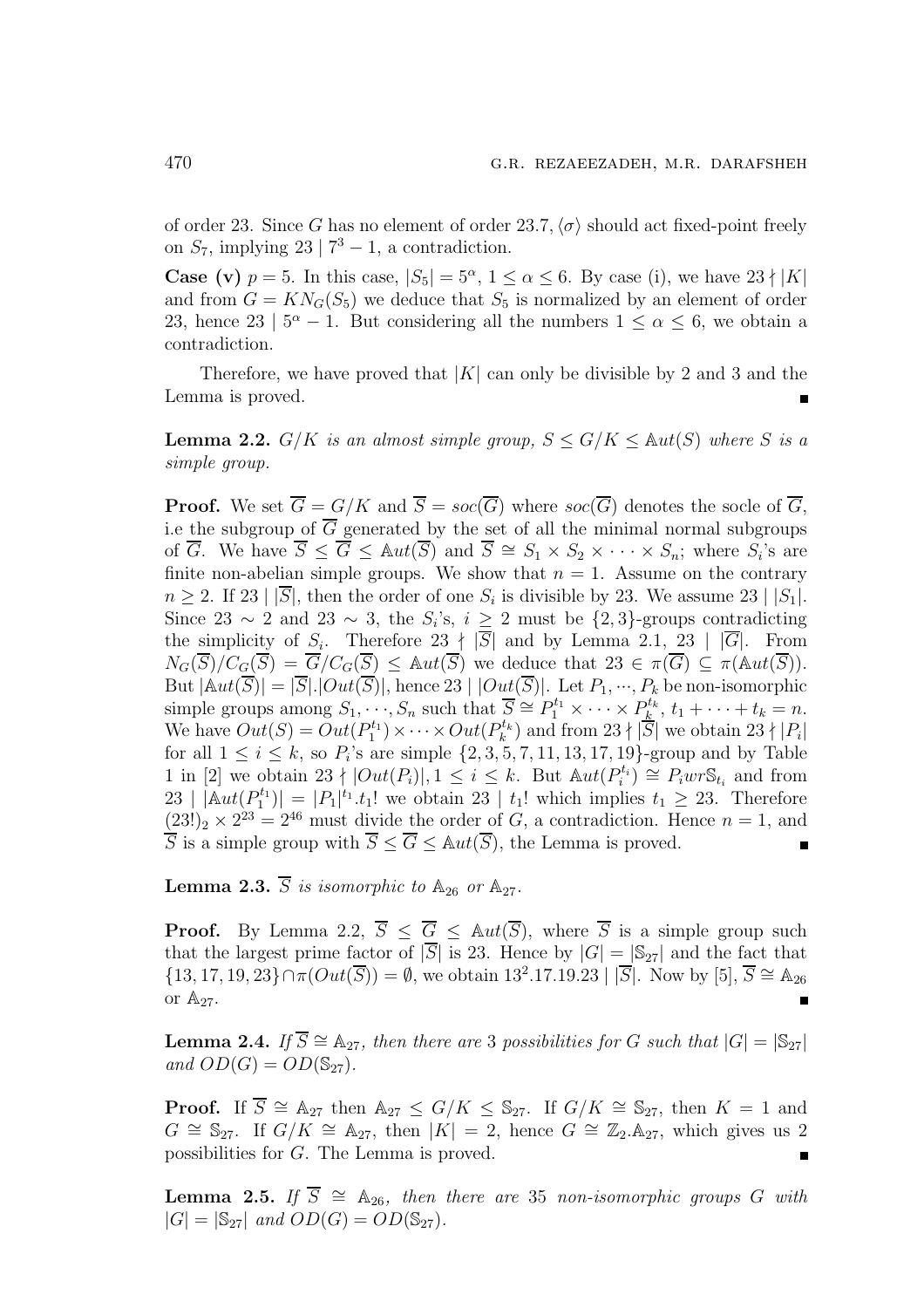of order 23. Since $G$ has no element of order $23.7$, $\langle\sigma\rangle$ should act fixed-point freely on $S_7$, implying $23 \mid 7^3 - 1$, a contradiction.

**Case (v)** $p = 5$. In this case, $|S_5| = 5^\alpha$, $1 \leq \alpha \leq 6$. By case (i), we have $23 \nmid |K|$ and from $G = KN_G(S_5)$ we deduce that $S_5$ is normalized by an element of order 23, hence $23 \mid 5^\alpha - 1$. But considering all the numbers $1 \leq \alpha \leq 6$, we obtain a contradiction.

Therefore, we have proved that $|K|$ can only be divisible by 2 and 3 and the Lemma is proved. ∎

**Lemma 2.2.** *$G/K$ is an almost simple group, $S \leq G/K \leq \mathbb{A}ut(S)$ where $S$ is a simple group.*

**Proof.** We set $\overline{G} = G/K$ and $\overline{S} = soc(\overline{G})$ where $soc(\overline{G})$ denotes the socle of $\overline{G}$, i.e the subgroup of $\overline{G}$ generated by the set of all the minimal normal subgroups of $\overline{G}$. We have $\overline{S} \leq \overline{G} \leq \mathbb{A}ut(\overline{S})$ and $\overline{S} \cong S_1 \times S_2 \times \cdots \times S_n$; where $S_i$'s are finite non-abelian simple groups. We show that $n = 1$. Assume on the contrary $n \geq 2$. If $23 \mid |\overline{S}|$, then the order of one $S_i$ is divisible by 23. We assume $23 \mid |S_1|$. Since $23 \sim 2$ and $23 \sim 3$, the $S_i$'s, $i \geq 2$ must be $\{2,3\}$-groups contradicting the simplicity of $S_i$. Therefore $23 \nmid |\overline{S}|$ and by Lemma 2.1, $23 \mid |\overline{G}|$. From $N_G(\overline{S})/C_G(\overline{S}) = \overline{G}/C_G(\overline{S}) \leq \mathbb{A}ut(\overline{S})$ we deduce that $23 \in \pi(\overline{G}) \subseteq \pi(\mathbb{A}ut(\overline{S}))$. But $|\mathbb{A}ut(\overline{S})| = |\overline{S}|.|Out(\overline{S})|$, hence $23 \mid |Out(\overline{S})|$. Let $P_1, \cdots, P_k$ be non-isomorphic simple groups among $S_1, \cdots, S_n$ such that $\overline{S} \cong P_1^{t_1} \times \cdots \times P_k^{t_k}$, $t_1 + \cdots + t_k = n$. We have $Out(S) = Out(P_1^{t_1}) \times \cdots \times Out(P_k^{t_k})$ and from $23 \nmid |\overline{S}|$ we obtain $23 \nmid |P_i|$ for all $1 \leq i \leq k$, so $P_i$'s are simple $\{2,3,5,7,11,13,17,19\}$-group and by Table 1 in [2] we obtain $23 \nmid |Out(P_i)|, 1 \leq i \leq k$. But $\mathbb{A}ut(P_i^{t_i}) \cong P_i wr \mathbb{S}_{t_i}$ and from $23 \mid |\mathbb{A}ut(P_1^{t_1})| = |P_1|^{t_1}.t_1!$ we obtain $23 \mid t_1!$ which implies $t_1 \geq 23$. Therefore $(23!)_2 \times 2^{23} = 2^{46}$ must divide the order of $G$, a contradiction. Hence $n = 1$, and $\overline{S}$ is a simple group with $\overline{S} \leq \overline{G} \leq \mathbb{A}ut(\overline{S})$, the Lemma is proved. ∎

**Lemma 2.3.** *$\overline{S}$ is isomorphic to $\mathbb{A}_{26}$ or $\mathbb{A}_{27}$.*

**Proof.** By Lemma 2.2, $\overline{S} \leq \overline{G} \leq \mathbb{A}ut(\overline{S})$, where $\overline{S}$ is a simple group such that the largest prime factor of $|\overline{S}|$ is 23. Hence by $|G| = |\mathbb{S}_{27}|$ and the fact that $\{13,17,19,23\} \cap \pi(Out(\overline{S})) = \emptyset$, we obtain $13^2.17.19.23 \mid |\overline{S}|$. Now by [5], $\overline{S} \cong \mathbb{A}_{26}$ or $\mathbb{A}_{27}$. ∎

**Lemma 2.4.** *If $\overline{S} \cong \mathbb{A}_{27}$, then there are 3 possibilities for $G$ such that $|G| = |\mathbb{S}_{27}|$ and $OD(G) = OD(\mathbb{S}_{27})$.*

**Proof.** If $\overline{S} \cong \mathbb{A}_{27}$ then $\mathbb{A}_{27} \leq G/K \leq \mathbb{S}_{27}$. If $G/K \cong \mathbb{S}_{27}$, then $K = 1$ and $G \cong \mathbb{S}_{27}$. If $G/K \cong \mathbb{A}_{27}$, then $|K| = 2$, hence $G \cong \mathbb{Z}_2.\mathbb{A}_{27}$, which gives us 2 possibilities for $G$. The Lemma is proved. ∎

**Lemma 2.5.** *If $\overline{S} \cong \mathbb{A}_{26}$, then there are 35 non-isomorphic groups $G$ with $|G| = |\mathbb{S}_{27}|$ and $OD(G) = OD(\mathbb{S}_{27})$.*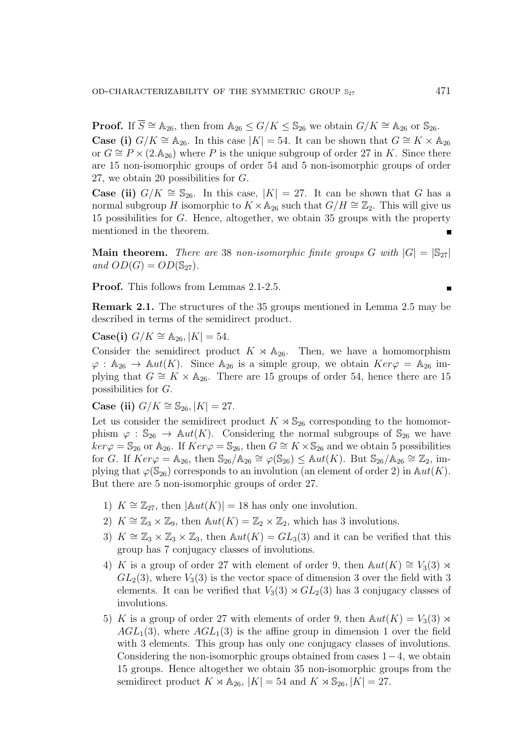**Proof.** If $\overline{S} \cong \mathbb{A}_{26}$, then from $\mathbb{A}_{26} \leq G/K \leq \mathbb{S}_{26}$ we obtain $G/K \cong \mathbb{A}_{26}$ or $\mathbb{S}_{26}$.

**Case (i)** $G/K \cong \mathbb{A}_{26}$. In this case $|K| = 54$. It can be shown that $G \cong K \times \mathbb{A}_{26}$ or $G \cong P \times (2.\mathbb{A}_{26})$ where $P$ is the unique subgroup of order 27 in $K$. Since there are 15 non-isomorphic groups of order 54 and 5 non-isomorphic groups of order 27, we obtain 20 possibilities for $G$.

**Case (ii)** $G/K \cong \mathbb{S}_{26}$. In this case, $|K| = 27$. It can be shown that $G$ has a normal subgroup $H$ isomorphic to $K \times \mathbb{A}_{26}$ such that $G/H \cong \mathbb{Z}_2$. This will give us 15 possibilities for $G$. Hence, altogether, we obtain 35 groups with the property mentioned in the theorem. ∎

**Main theorem.** *There are* 38 *non-isomorphic finite groups* $G$ *with* $|G| = |\mathbb{S}_{27}|$ *and* $OD(G) = OD(\mathbb{S}_{27})$.

**Proof.** This follows from Lemmas 2.1-2.5. ∎

**Remark 2.1.** The structures of the 35 groups mentioned in Lemma 2.5 may be described in terms of the semidirect product.

**Case(i)** $G/K \cong \mathbb{A}_{26}, |K| = 54$.

Consider the semidirect product $K \rtimes \mathbb{A}_{26}$. Then, we have a homomorphism $\varphi : \mathbb{A}_{26} \to \mathbb{A}ut(K)$. Since $\mathbb{A}_{26}$ is a simple group, we obtain $Ker\varphi = \mathbb{A}_{26}$ implying that $G \cong K \times \mathbb{A}_{26}$. There are 15 groups of order 54, hence there are 15 possibilities for $G$.

**Case (ii)** $G/K \cong \mathbb{S}_{26}, |K| = 27$.

Let us consider the semidirect product $K \rtimes \mathbb{S}_{26}$ corresponding to the homomorphism $\varphi : \mathbb{S}_{26} \to \mathbb{A}ut(K)$. Considering the normal subgroups of $\mathbb{S}_{26}$ we have $ker\varphi = \mathbb{S}_{26}$ or $\mathbb{A}_{26}$. If $Ker\varphi = \mathbb{S}_{26}$, then $G \cong K \times \mathbb{S}_{26}$ and we obtain 5 possibilities for $G$. If $Ker\varphi = \mathbb{A}_{26}$, then $\mathbb{S}_{26}/\mathbb{A}_{26} \cong \varphi(\mathbb{S}_{26}) \leq \mathbb{A}ut(K)$. But $\mathbb{S}_{26}/\mathbb{A}_{26} \cong \mathbb{Z}_2$, implying that $\varphi(\mathbb{S}_{26})$ corresponds to an involution (an element of order 2) in $\mathbb{A}ut(K)$. But there are 5 non-isomorphic groups of order 27.

1) $K \cong \mathbb{Z}_{27}$, then $|\mathbb{A}ut(K)| = 18$ has only one involution.
2) $K \cong \mathbb{Z}_3 \times \mathbb{Z}_9$, then $\mathbb{A}ut(K) = \mathbb{Z}_2 \times \mathbb{Z}_2$, which has 3 involutions.
3) $K \cong \mathbb{Z}_3 \times \mathbb{Z}_3 \times \mathbb{Z}_3$, then $\mathbb{A}ut(K) = GL_3(3)$ and it can be verified that this group has 7 conjugacy classes of involutions.
4) $K$ is a group of order 27 with element of order 9, then $\mathbb{A}ut(K) \cong V_3(3) \rtimes GL_2(3)$, where $V_3(3)$ is the vector space of dimension 3 over the field with 3 elements. It can be verified that $V_3(3) \rtimes GL_2(3)$ has 3 conjugacy classes of involutions.
5) $K$ is a group of order 27 with elements of order 9, then $\mathbb{A}ut(K) = V_3(3) \rtimes AGL_1(3)$, where $AGL_1(3)$ is the affine group in dimension 1 over the field with 3 elements. This group has only one conjugacy classes of involutions. Considering the non-isomorphic groups obtained from cases $1-4$, we obtain 15 groups. Hence altogether we obtain 35 non-isomorphic groups from the semidirect product $K \rtimes \mathbb{A}_{26}$, $|K| = 54$ and $K \rtimes \mathbb{S}_{26}, |K| = 27$.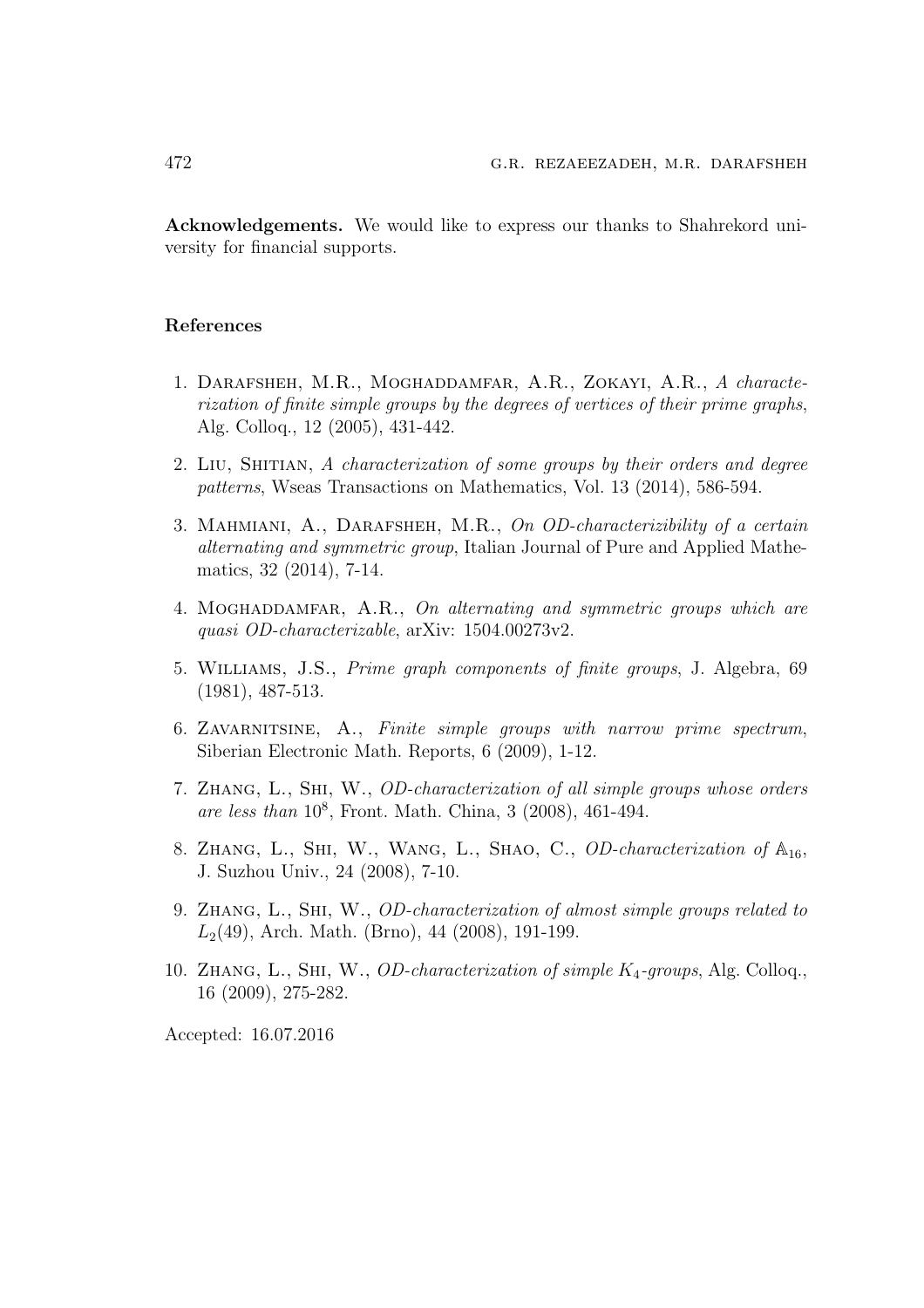**Acknowledgements.** We would like to express our thanks to Shahrekord university for financial supports.

### References

1. Darafsheh, M.R., Moghaddamfar, A.R., Zokayi, A.R., *A characterization of finite simple groups by the degrees of vertices of their prime graphs*, Alg. Colloq., 12 (2005), 431-442.

2. Liu, Shitian, *A characterization of some groups by their orders and degree patterns*, Wseas Transactions on Mathematics, Vol. 13 (2014), 586-594.

3. Mahmiani, A., Darafsheh, M.R., *On OD-characterizibility of a certain alternating and symmetric group*, Italian Journal of Pure and Applied Mathematics, 32 (2014), 7-14.

4. Moghaddamfar, A.R., *On alternating and symmetric groups which are quasi OD-characterizable*, arXiv: 1504.00273v2.

5. Williams, J.S., *Prime graph components of finite groups*, J. Algebra, 69 (1981), 487-513.

6. Zavarnitsine, A., *Finite simple groups with narrow prime spectrum*, Siberian Electronic Math. Reports, 6 (2009), 1-12.

7. Zhang, L., Shi, W., *OD-characterization of all simple groups whose orders are less than* $10^8$, Front. Math. China, 3 (2008), 461-494.

8. Zhang, L., Shi, W., Wang, L., Shao, C., *OD-characterization of* $\mathbb{A}_{16}$, J. Suzhou Univ., 24 (2008), 7-10.

9. Zhang, L., Shi, W., *OD-characterization of almost simple groups related to* $L_2(49)$, Arch. Math. (Brno), 44 (2008), 191-199.

10. Zhang, L., Shi, W., *OD-characterization of simple* $K_4$*-groups*, Alg. Colloq., 16 (2009), 275-282.

Accepted: 16.07.2016